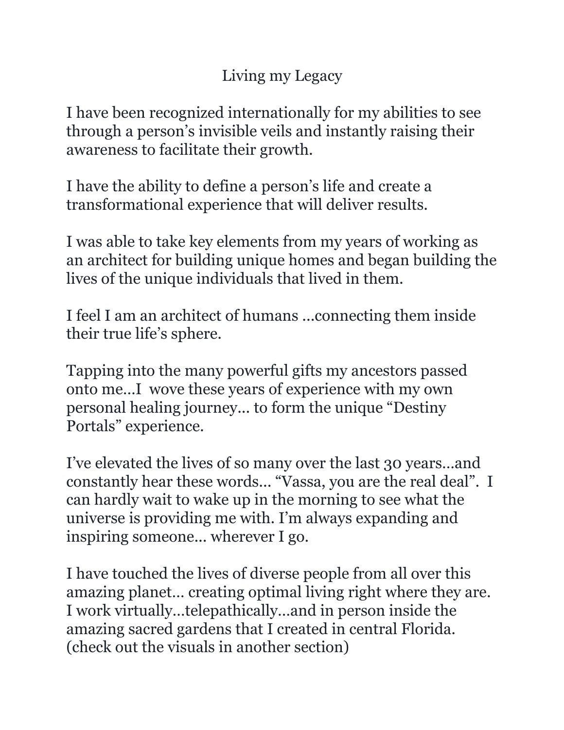# Living my Legacy

I have been recognized internationally for my abilities to see through a person's invisible veils and instantly raising their awareness to facilitate their growth.

I have the ability to define a person's life and create a transformational experience that will deliver results.

I was able to take key elements from my years of working as an architect for building unique homes and began building the lives of the unique individuals that lived in them.

I feel I am an architect of humans …connecting them inside their true life's sphere.

Tapping into the many powerful gifts my ancestors passed onto me…I wove these years of experience with my own personal healing journey… to form the unique "Destiny Portals" experience.

I've elevated the lives of so many over the last 30 years…and constantly hear these words… "Vassa, you are the real deal". I can hardly wait to wake up in the morning to see what the universe is providing me with. I'm always expanding and inspiring someone… wherever I go.

I have touched the lives of diverse people from all over this amazing planet… creating optimal living right where they are. I work virtually…telepathically…and in person inside the amazing sacred gardens that I created in central Florida. (check out the visuals in another section)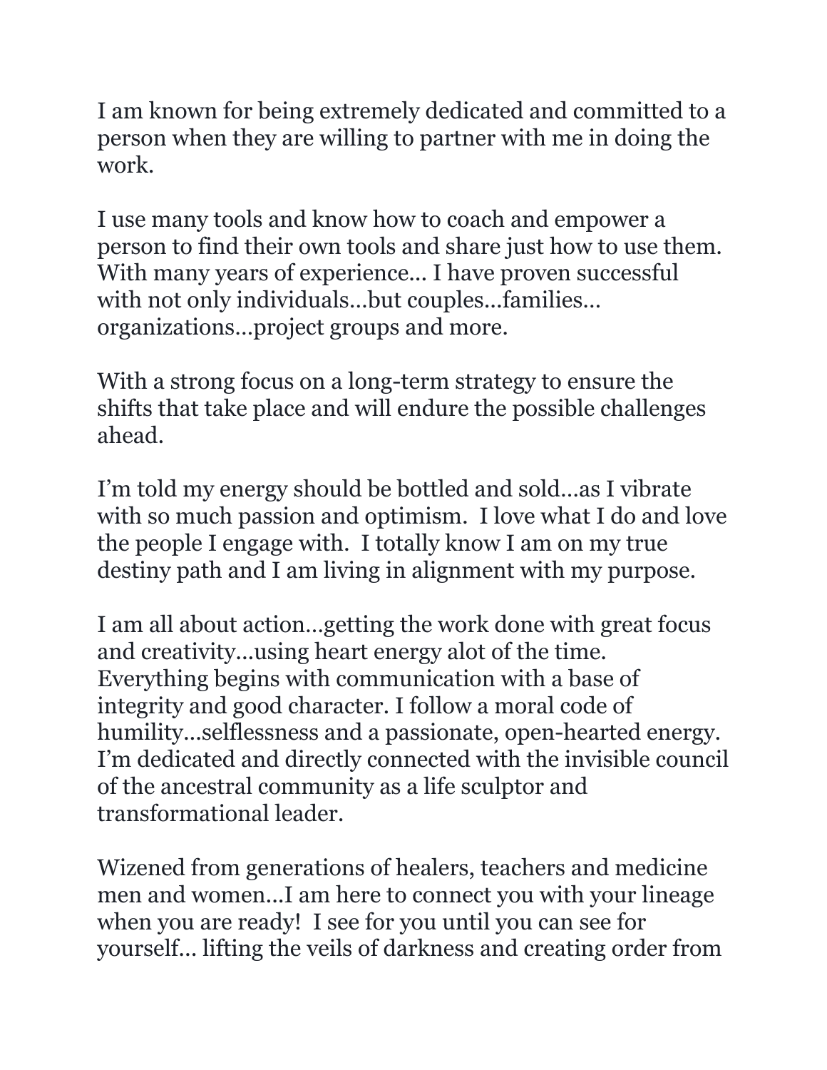I am known for being extremely dedicated and committed to a person when they are willing to partner with me in doing the work.

I use many tools and know how to coach and empower a person to find their own tools and share just how to use them. With many years of experience… I have proven successful with not only individuals…but couples…families… organizations…project groups and more.

With a strong focus on a long-term strategy to ensure the shifts that take place and will endure the possible challenges ahead.

I'm told my energy should be bottled and sold…as I vibrate with so much passion and optimism. I love what I do and love the people I engage with. I totally know I am on my true destiny path and I am living in alignment with my purpose.

I am all about action…getting the work done with great focus and creativity…using heart energy alot of the time. Everything begins with communication with a base of integrity and good character. I follow a moral code of humility…selflessness and a passionate, open-hearted energy. I'm dedicated and directly connected with the invisible council of the ancestral community as a life sculptor and transformational leader.

Wizened from generations of healers, teachers and medicine men and women…I am here to connect you with your lineage when you are ready! I see for you until you can see for yourself… lifting the veils of darkness and creating order from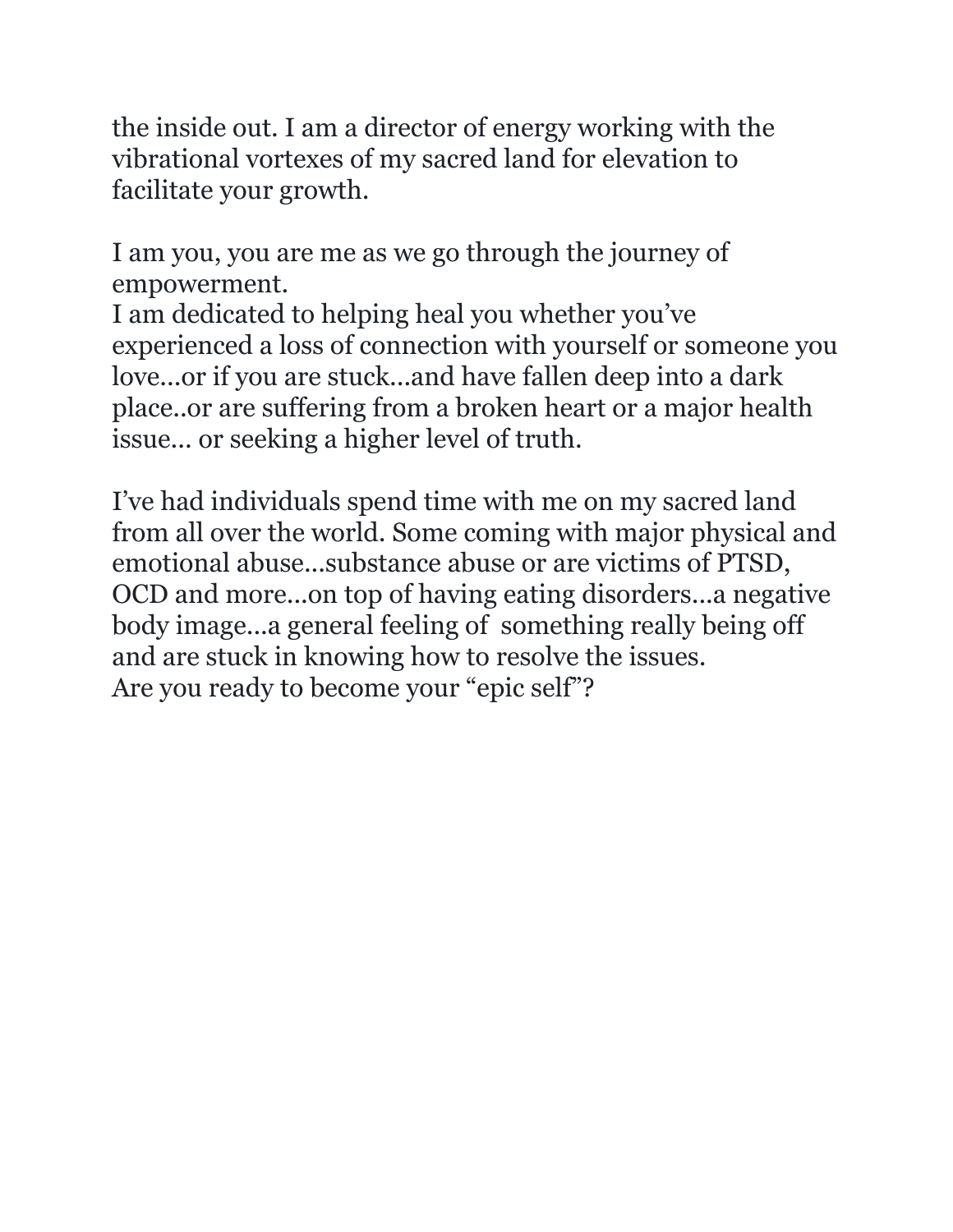the inside out. I am a director of energy working with the vibrational vortexes of my sacred land for elevation to facilitate your growth.

I am you, you are me as we go through the journey of empowerment.
I am dedicated to helping heal you whether you've experienced a loss of connection with yourself or someone you love…or if you are stuck…and have fallen deep into a dark place..or are suffering from a broken heart or a major health issue… or seeking a higher level of truth.

I've had individuals spend time with me on my sacred land from all over the world. Some coming with major physical and emotional abuse…substance abuse or are victims of PTSD, OCD and more…on top of having eating disorders…a negative body image…a general feeling of something really being off and are stuck in knowing how to resolve the issues.
Are you ready to become your "epic self"?